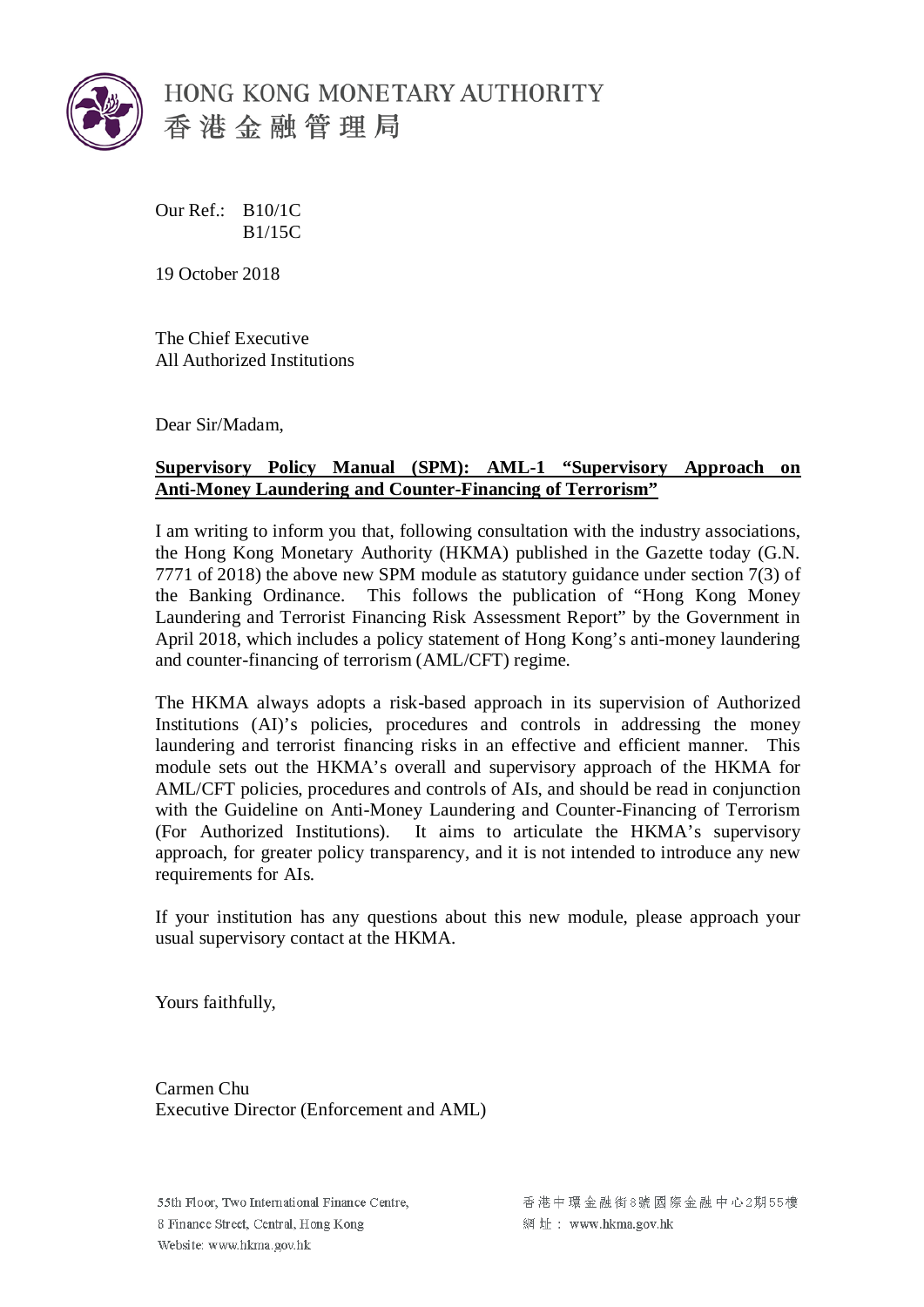HONG KONG MONETARY AUTHORITY
香港金融管理局

Our Ref.: B10/1C
B1/15C

19 October 2018

The Chief Executive
All Authorized Institutions

Dear Sir/Madam,

**Supervisory Policy Manual (SPM): AML-1 "Supervisory Approach on Anti-Money Laundering and Counter-Financing of Terrorism"**

I am writing to inform you that, following consultation with the industry associations, the Hong Kong Monetary Authority (HKMA) published in the Gazette today (G.N. 7771 of 2018) the above new SPM module as statutory guidance under section 7(3) of the Banking Ordinance. This follows the publication of "Hong Kong Money Laundering and Terrorist Financing Risk Assessment Report" by the Government in April 2018, which includes a policy statement of Hong Kong's anti-money laundering and counter-financing of terrorism (AML/CFT) regime.

The HKMA always adopts a risk-based approach in its supervision of Authorized Institutions (AI)'s policies, procedures and controls in addressing the money laundering and terrorist financing risks in an effective and efficient manner. This module sets out the HKMA's overall and supervisory approach of the HKMA for AML/CFT policies, procedures and controls of AIs, and should be read in conjunction with the Guideline on Anti-Money Laundering and Counter-Financing of Terrorism (For Authorized Institutions). It aims to articulate the HKMA's supervisory approach, for greater policy transparency, and it is not intended to introduce any new requirements for AIs.

If your institution has any questions about this new module, please approach your usual supervisory contact at the HKMA.

Yours faithfully,

Carmen Chu
Executive Director (Enforcement and AML)

55th Floor, Two International Finance Centre,
8 Finance Street, Central, Hong Kong
Website: www.hkma.gov.hk

香港中環金融街8號國際金融中心2期55樓
網址：www.hkma.gov.hk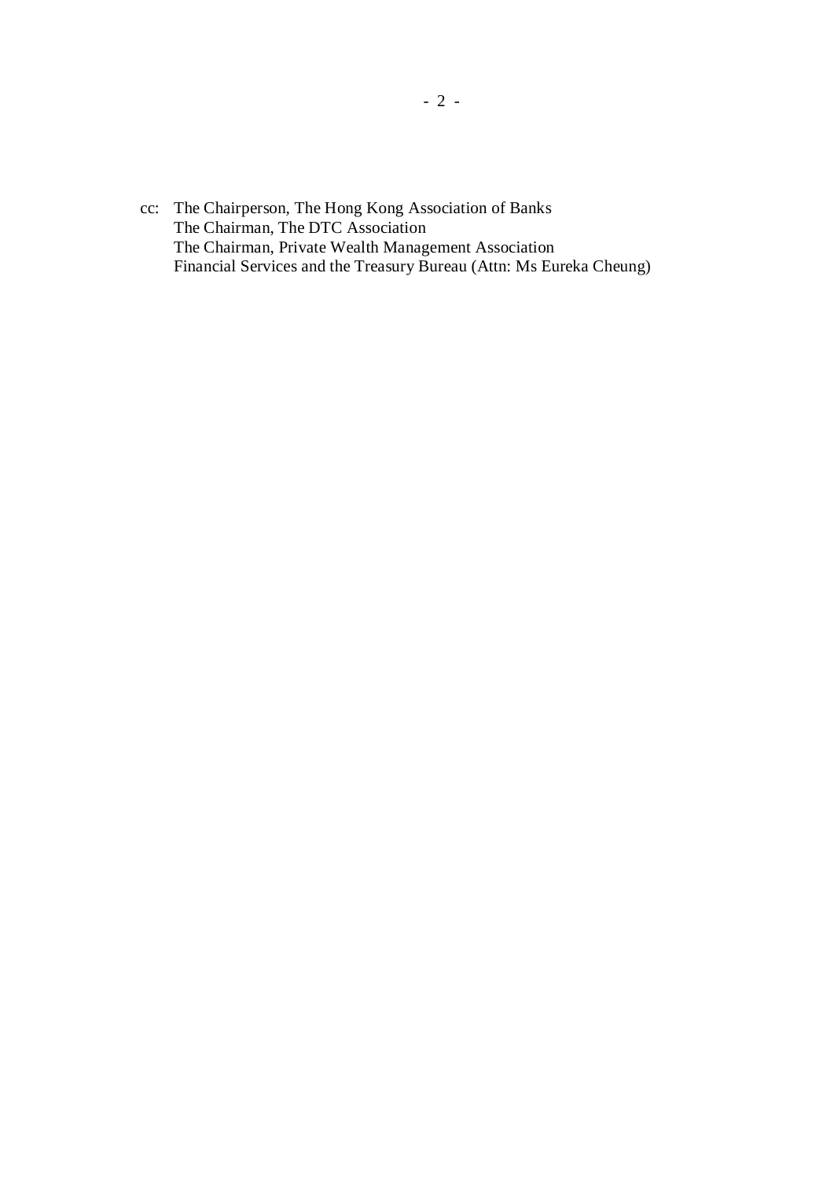cc: The Chairperson, The Hong Kong Association of Banks
The Chairman, The DTC Association
The Chairman, Private Wealth Management Association
Financial Services and the Treasury Bureau (Attn: Ms Eureka Cheung)